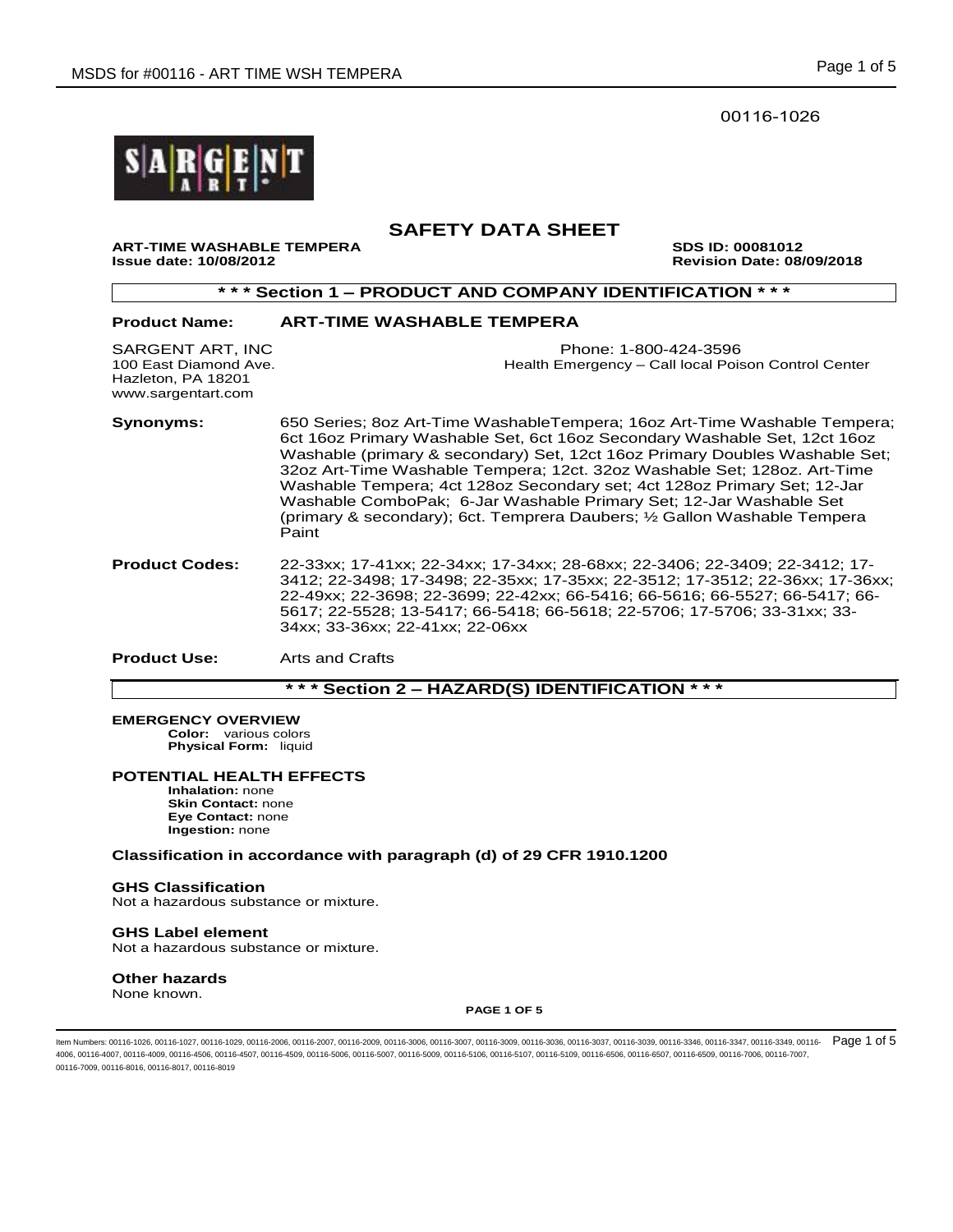00116-1026

# SAFETY DATA SHEET

**ART-TIME WASHABLE TEMPERA** **SDS ID: 00081012**
**Issue date: 10/08/2012** **Revision Date: 08/09/2018**

## * * * Section 1 – PRODUCT AND COMPANY IDENTIFICATION * * *

**Product Name:** **ART-TIME WASHABLE TEMPERA**

SARGENT ART, INC
100 East Diamond Ave.
Hazleton, PA 18201
www.sargentart.com

Phone: 1-800-424-3596
Health Emergency – Call local Poison Control Center

**Synonyms:** 650 Series; 8oz Art-Time WashableTempera; 16oz Art-Time Washable Tempera; 6ct 16oz Primary Washable Set, 6ct 16oz Secondary Washable Set, 12ct 16oz Washable (primary & secondary) Set, 12ct 16oz Primary Doubles Washable Set; 32oz Art-Time Washable Tempera; 12ct. 32oz Washable Set; 128oz. Art-Time Washable Tempera; 4ct 128oz Secondary set; 4ct 128oz Primary Set; 12-Jar Washable ComboPak; 6-Jar Washable Primary Set; 12-Jar Washable Set (primary & secondary); 6ct. Temprera Daubers; ½ Gallon Washable Tempera Paint

**Product Codes:** 22-33xx; 17-41xx; 22-34xx; 17-34xx; 28-68xx; 22-3406; 22-3409; 22-3412; 17-3412; 22-3498; 17-3498; 22-35xx; 17-35xx; 22-3512; 17-3512; 22-36xx; 17-36xx; 22-49xx; 22-3698; 22-3699; 22-42xx; 66-5416; 66-5616; 66-5527; 66-5417; 66-5617; 22-5528; 13-5417; 66-5418; 66-5618; 22-5706; 17-5706; 33-31xx; 33-34xx; 33-36xx; 22-41xx; 22-06xx

**Product Use:** Arts and Crafts

## * * * Section 2 – HAZARD(S) IDENTIFICATION * * *

**EMERGENCY OVERVIEW**

**Color:** various colors
**Physical Form:** liquid

**POTENTIAL HEALTH EFFECTS**

**Inhalation:** none
**Skin Contact:** none
**Eye Contact:** none
**Ingestion:** none

**Classification in accordance with paragraph (d) of 29 CFR 1910.1200**

**GHS Classification**
Not a hazardous substance or mixture.

**GHS Label element**
Not a hazardous substance or mixture.

**Other hazards**
None known.

Item Numbers: 00116-1026, 00116-1027, 00116-1029, 00116-2006, 00116-2007, 00116-2009, 00116-3006, 00116-3007, 00116-3009, 00116-3036, 00116-3037, 00116-3039, 00116-3346, 00116-3347, 00116-3349, 00116-4006, 00116-4007, 00116-4009, 00116-4506, 00116-4507, 00116-4509, 00116-5006, 00116-5007, 00116-5009, 00116-5106, 00116-5107, 00116-5109, 00116-6506, 00116-6507, 00116-6509, 00116-7006, 00116-7007, 00116-7009, 00116-8016, 00116-8017, 00116-8019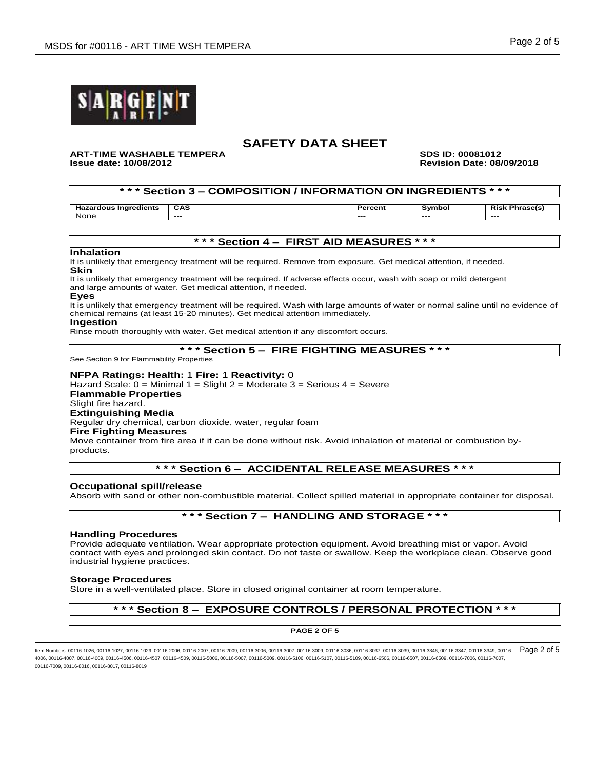# SAFETY DATA SHEET

**ART-TIME WASHABLE TEMPERA** **SDS ID: 00081012**
**Issue date: 10/08/2012** **Revision Date: 08/09/2018**

## * * * Section 3 – COMPOSITION / INFORMATION ON INGREDIENTS * * *

| Hazardous Ingredients | CAS | Percent | Symbol | Risk Phrase(s) |
| --- | --- | --- | --- | --- |
| None | --- | --- | --- | --- |

## * * * Section 4 – FIRST AID MEASURES * * *

**Inhalation**
It is unlikely that emergency treatment will be required. Remove from exposure. Get medical attention, if needed.

**Skin**
It is unlikely that emergency treatment will be required. If adverse effects occur, wash with soap or mild detergent and large amounts of water. Get medical attention, if needed.

**Eyes**
It is unlikely that emergency treatment will be required. Wash with large amounts of water or normal saline until no evidence of chemical remains (at least 15-20 minutes). Get medical attention immediately.

**Ingestion**
Rinse mouth thoroughly with water. Get medical attention if any discomfort occurs.

## * * * Section 5 – FIRE FIGHTING MEASURES * * *

See Section 9 for Flammability Properties

**NFPA Ratings: Health:** 1 **Fire:** 1 **Reactivity:** 0
Hazard Scale: 0 = Minimal 1 = Slight 2 = Moderate 3 = Serious 4 = Severe

**Flammable Properties**
Slight fire hazard.

**Extinguishing Media**
Regular dry chemical, carbon dioxide, water, regular foam

**Fire Fighting Measures**
Move container from fire area if it can be done without risk. Avoid inhalation of material or combustion by-products.

## * * * Section 6 – ACCIDENTAL RELEASE MEASURES * * *

**Occupational spill/release**
Absorb with sand or other non-combustible material. Collect spilled material in appropriate container for disposal.

## * * * Section 7 – HANDLING AND STORAGE * * *

**Handling Procedures**
Provide adequate ventilation. Wear appropriate protection equipment. Avoid breathing mist or vapor. Avoid contact with eyes and prolonged skin contact. Do not taste or swallow. Keep the workplace clean. Observe good industrial hygiene practices.

**Storage Procedures**
Store in a well-ventilated place. Store in closed original container at room temperature.

## * * * Section 8 – EXPOSURE CONTROLS / PERSONAL PROTECTION * * *

Item Numbers: 00116-1026, 00116-1027, 00116-1029, 00116-2006, 00116-2007, 00116-2009, 00116-3006, 00116-3007, 00116-3009, 00116-3036, 00116-3037, 00116-3039, 00116-3346, 00116-3347, 00116-3349, 00116-4006, 00116-4007, 00116-4009, 00116-4506, 00116-4507, 00116-4509, 00116-5006, 00116-5007, 00116-5009, 00116-5106, 00116-5107, 00116-5109, 00116-6506, 00116-6507, 00116-6509, 00116-7006, 00116-7007, 00116-7009, 00116-8016, 00116-8017, 00116-8019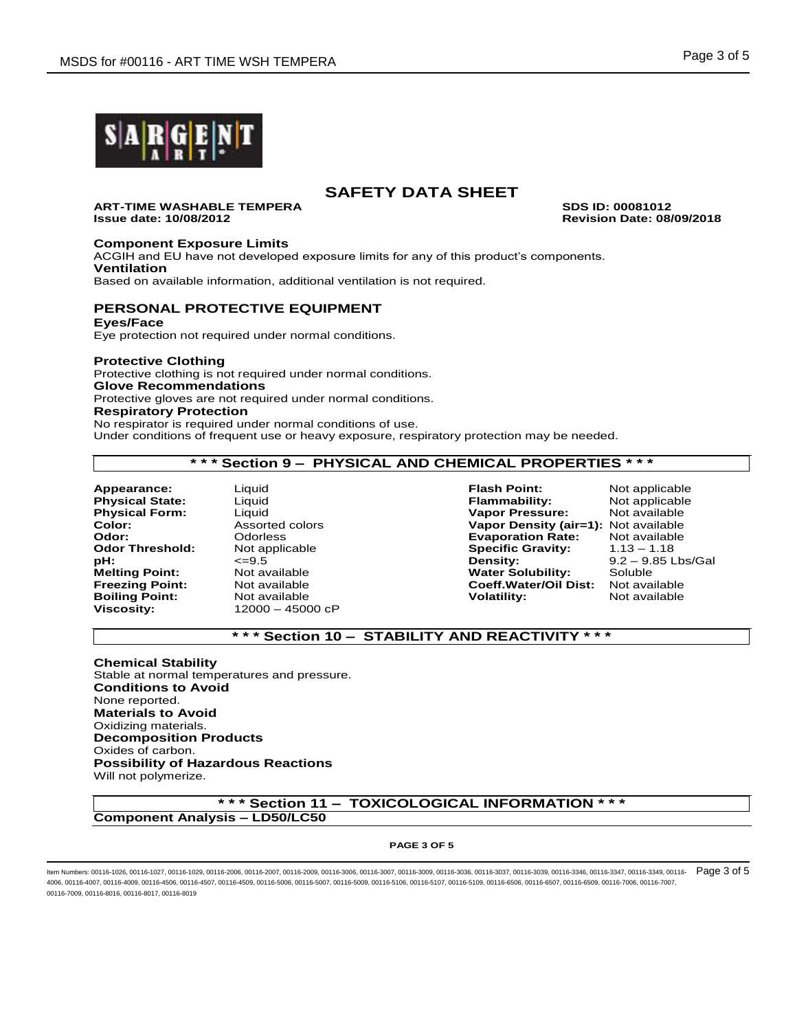# SAFETY DATA SHEET

**ART-TIME WASHABLE TEMPERA** **SDS ID: 00081012**
**Issue date: 10/08/2012** **Revision Date: 08/09/2018**

**Component Exposure Limits**
ACGIH and EU have not developed exposure limits for any of this product's components.
**Ventilation**
Based on available information, additional ventilation is not required.

## PERSONAL PROTECTIVE EQUIPMENT

**Eyes/Face**
Eye protection not required under normal conditions.

**Protective Clothing**
Protective clothing is not required under normal conditions.
**Glove Recommendations**
Protective gloves are not required under normal conditions.
**Respiratory Protection**
No respirator is required under normal conditions of use.
Under conditions of frequent use or heavy exposure, respiratory protection may be needed.

## * * * Section 9 – PHYSICAL AND CHEMICAL PROPERTIES * * *

| | | | |
|---|---|---|---|
| **Appearance:** | Liquid | **Flash Point:** | Not applicable |
| **Physical State:** | Liquid | **Flammability:** | Not applicable |
| **Physical Form:** | Liquid | **Vapor Pressure:** | Not available |
| **Color:** | Assorted colors | **Vapor Density (air=1):** | Not available |
| **Odor:** | Odorless | **Evaporation Rate:** | Not available |
| **Odor Threshold:** | Not applicable | **Specific Gravity:** | 1.13 – 1.18 |
| **pH:** | <=9.5 | **Density:** | 9.2 – 9.85 Lbs/Gal |
| **Melting Point:** | Not available | **Water Solubility:** | Soluble |
| **Freezing Point:** | Not available | **Coeff.Water/Oil Dist:** | Not available |
| **Boiling Point:** | Not available | **Volatility:** | Not available |
| **Viscosity:** | 12000 – 45000 cP | | |

## * * * Section 10 – STABILITY AND REACTIVITY * * *

**Chemical Stability**
Stable at normal temperatures and pressure.
**Conditions to Avoid**
None reported.
**Materials to Avoid**
Oxidizing materials.
**Decomposition Products**
Oxides of carbon.
**Possibility of Hazardous Reactions**
Will not polymerize.

## * * * Section 11 – TOXICOLOGICAL INFORMATION * * *

**Component Analysis – LD50/LC50**

Item Numbers: 00116-1026, 00116-1027, 00116-1029, 00116-2006, 00116-2007, 00116-2009, 00116-3006, 00116-3007, 00116-3009, 00116-3036, 00116-3037, 00116-3039, 00116-3346, 00116-3347, 00116-3349, 00116-4006, 00116-4007, 00116-4009, 00116-4506, 00116-4507, 00116-4509, 00116-5006, 00116-5007, 00116-5009, 00116-5106, 00116-5107, 00116-5109, 00116-6506, 00116-6507, 00116-6509, 00116-7006, 00116-7007, 00116-7009, 00116-8016, 00116-8017, 00116-8019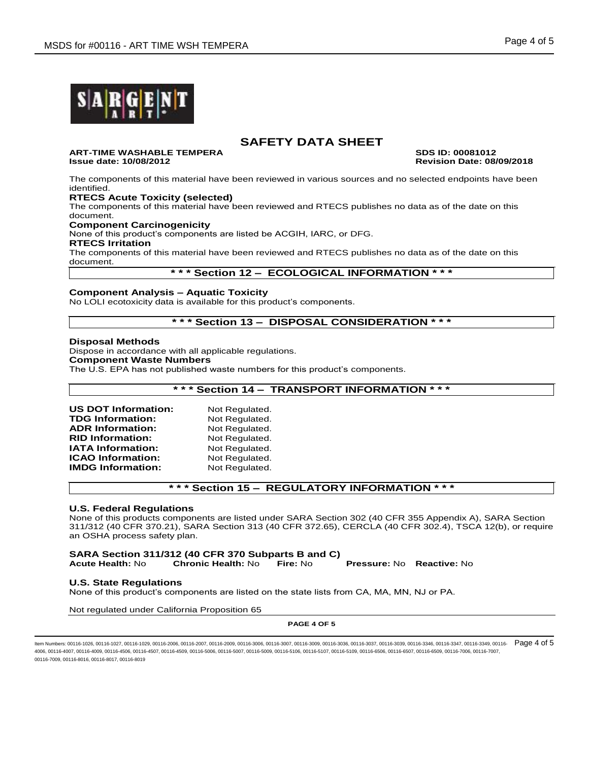# SAFETY DATA SHEET

**ART-TIME WASHABLE TEMPERA** **SDS ID: 00081012**
**Issue date: 10/08/2012** **Revision Date: 08/09/2018**

The components of this material have been reviewed in various sources and no selected endpoints have been identified.

**RTECS Acute Toxicity (selected)**

The components of this material have been reviewed and RTECS publishes no data as of the date on this document.

**Component Carcinogenicity**

None of this product's components are listed be ACGIH, IARC, or DFG.

**RTECS Irritation**

The components of this material have been reviewed and RTECS publishes no data as of the date on this document.

## * * * Section 12 – ECOLOGICAL INFORMATION * * *

**Component Analysis – Aquatic Toxicity**

No LOLI ecotoxicity data is available for this product's components.

## * * * Section 13 – DISPOSAL CONSIDERATION * * *

**Disposal Methods**

Dispose in accordance with all applicable regulations.

**Component Waste Numbers**

The U.S. EPA has not published waste numbers for this product's components.

## * * * Section 14 – TRANSPORT INFORMATION * * *

**US DOT Information:** Not Regulated.
**TDG Information:** Not Regulated.
**ADR Information:** Not Regulated.
**RID Information:** Not Regulated.
**IATA Information:** Not Regulated.
**ICAO Information:** Not Regulated.
**IMDG Information:** Not Regulated.

## * * * Section 15 – REGULATORY INFORMATION * * *

**U.S. Federal Regulations**

None of this products components are listed under SARA Section 302 (40 CFR 355 Appendix A), SARA Section 311/312 (40 CFR 370.21), SARA Section 313 (40 CFR 372.65), CERCLA (40 CFR 302.4), TSCA 12(b), or require an OSHA process safety plan.

**SARA Section 311/312 (40 CFR 370 Subparts B and C)**

**Acute Health:** No **Chronic Health:** No **Fire:** No **Pressure:** No **Reactive:** No

**U.S. State Regulations**

None of this product's components are listed on the state lists from CA, MA, MN, NJ or PA.

Not regulated under California Proposition 65

Item Numbers: 00116-1026, 00116-1027, 00116-1029, 00116-2006, 00116-2007, 00116-2009, 00116-3006, 00116-3007, 00116-3009, 00116-3036, 00116-3037, 00116-3039, 00116-3346, 00116-3347, 00116-3349, 00116-4006, 00116-4007, 00116-4009, 00116-4506, 00116-4507, 00116-4509, 00116-5006, 00116-5007, 00116-5009, 00116-5106, 00116-5107, 00116-5109, 00116-6506, 00116-6507, 00116-6509, 00116-7006, 00116-7007, 00116-7009, 00116-8016, 00116-8017, 00116-8019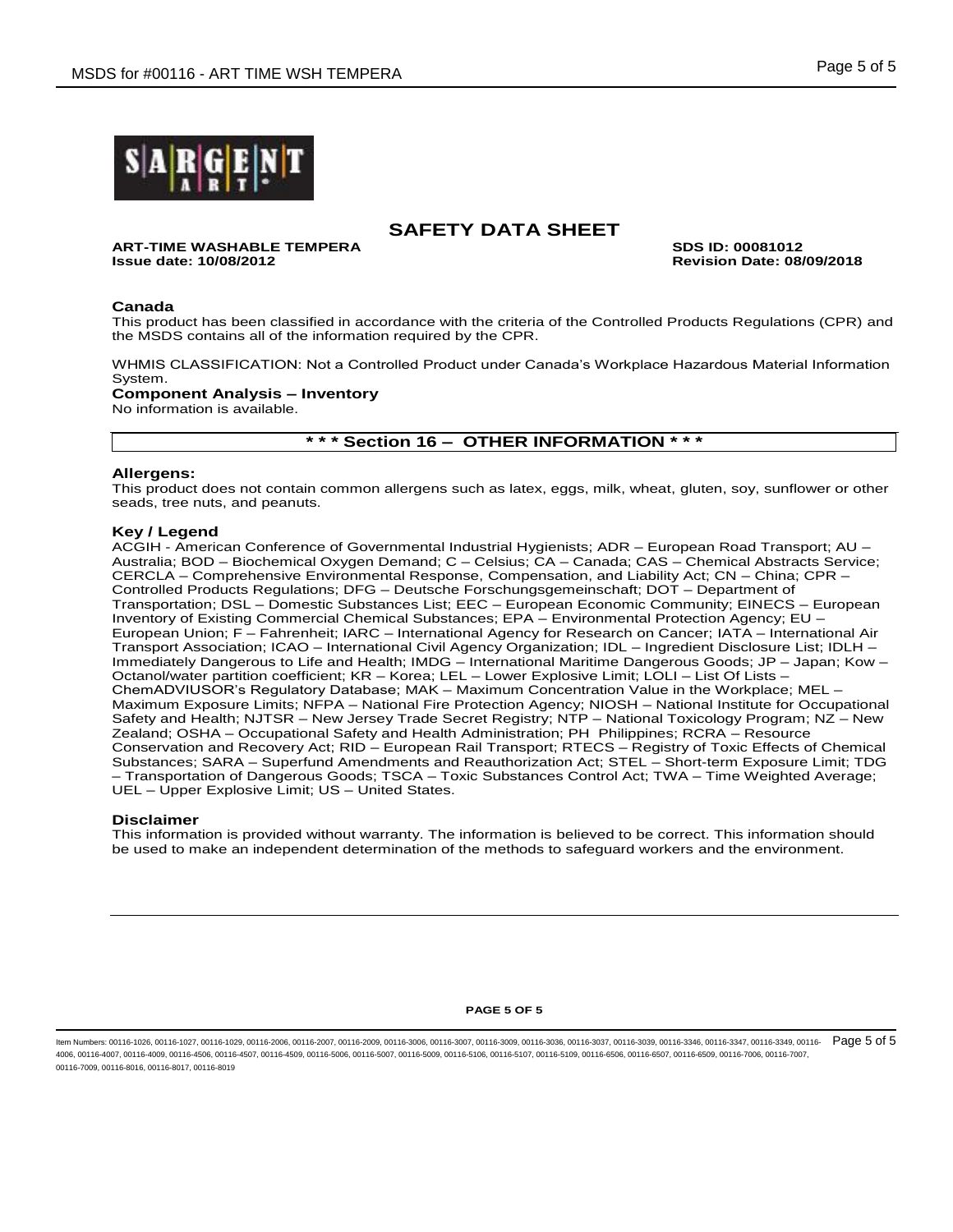# SAFETY DATA SHEET

**ART-TIME WASHABLE TEMPERA** **SDS ID: 00081012**
**Issue date: 10/08/2012** **Revision Date: 08/09/2018**

**Canada**
This product has been classified in accordance with the criteria of the Controlled Products Regulations (CPR) and the MSDS contains all of the information required by the CPR.

WHMIS CLASSIFICATION: Not a Controlled Product under Canada's Workplace Hazardous Material Information System.

**Component Analysis – Inventory**
No information is available.

## * * * Section 16 – OTHER INFORMATION * * *

**Allergens:**
This product does not contain common allergens such as latex, eggs, milk, wheat, gluten, soy, sunflower or other seads, tree nuts, and peanuts.

**Key / Legend**
ACGIH - American Conference of Governmental Industrial Hygienists; ADR – European Road Transport; AU – Australia; BOD – Biochemical Oxygen Demand; C – Celsius; CA – Canada; CAS – Chemical Abstracts Service; CERCLA – Comprehensive Environmental Response, Compensation, and Liability Act; CN – China; CPR – Controlled Products Regulations; DFG – Deutsche Forschungsgemeinschaft; DOT – Department of Transportation; DSL – Domestic Substances List; EEC – European Economic Community; EINECS – European Inventory of Existing Commercial Chemical Substances; EPA – Environmental Protection Agency; EU – European Union; F – Fahrenheit; IARC – International Agency for Research on Cancer; IATA – International Air Transport Association; ICAO – International Civil Agency Organization; IDL – Ingredient Disclosure List; IDLH – Immediately Dangerous to Life and Health; IMDG – International Maritime Dangerous Goods; JP – Japan; Kow – Octanol/water partition coefficient; KR – Korea; LEL – Lower Explosive Limit; LOLI – List Of Lists – ChemADVIUSOR's Regulatory Database; MAK – Maximum Concentration Value in the Workplace; MEL – Maximum Exposure Limits; NFPA – National Fire Protection Agency; NIOSH – National Institute for Occupational Safety and Health; NJTSR – New Jersey Trade Secret Registry; NTP – National Toxicology Program; NZ – New Zealand; OSHA – Occupational Safety and Health Administration; PH Philippines; RCRA – Resource Conservation and Recovery Act; RID – European Rail Transport; RTECS – Registry of Toxic Effects of Chemical Substances; SARA – Superfund Amendments and Reauthorization Act; STEL – Short-term Exposure Limit; TDG – Transportation of Dangerous Goods; TSCA – Toxic Substances Control Act; TWA – Time Weighted Average; UEL – Upper Explosive Limit; US – United States.

**Disclaimer**
This information is provided without warranty. The information is believed to be correct. This information should be used to make an independent determination of the methods to safeguard workers and the environment.

Item Numbers: 00116-1026, 00116-1027, 00116-1029, 00116-2006, 00116-2007, 00116-2009, 00116-3006, 00116-3007, 00116-3009, 00116-3036, 00116-3037, 00116-3039, 00116-3346, 00116-3347, 00116-3349, 00116-4006, 00116-4007, 00116-4009, 00116-4506, 00116-4507, 00116-4509, 00116-5006, 00116-5007, 00116-5009, 00116-5106, 00116-5107, 00116-5109, 00116-6506, 00116-6507, 00116-6509, 00116-7006, 00116-7007, 00116-7009, 00116-8016, 00116-8017, 00116-8019